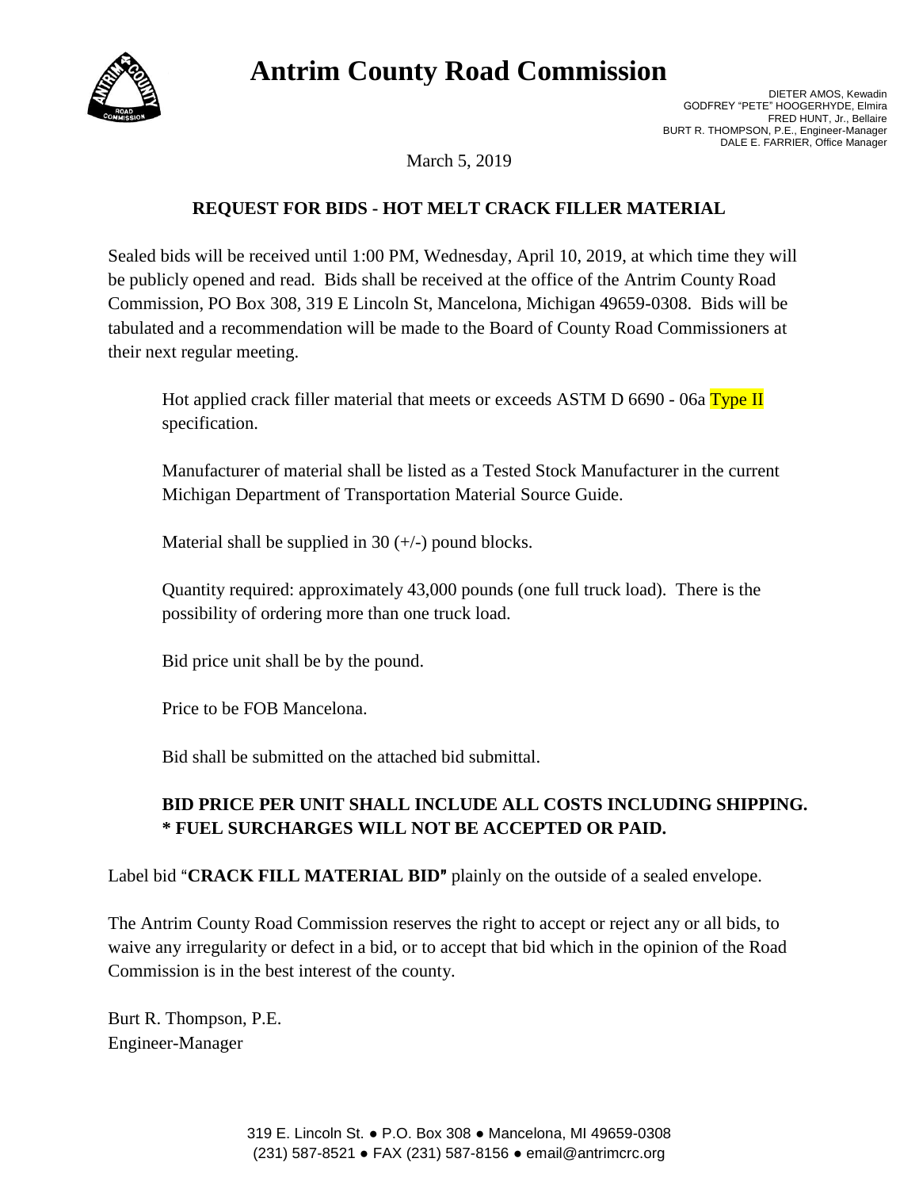# Antrim County Road Commission

DIETER AMOS, Kewadin
GODFREY "PETE" HOOGERHYDE, Elmira
FRED HUNT, Jr., Bellaire
BURT R. THOMPSON, P.E., Engineer-Manager
DALE E. FARRIER, Office Manager

March 5, 2019

## REQUEST FOR BIDS - HOT MELT CRACK FILLER MATERIAL

Sealed bids will be received until 1:00 PM, Wednesday, April 10, 2019, at which time they will be publicly opened and read. Bids shall be received at the office of the Antrim County Road Commission, PO Box 308, 319 E Lincoln St, Mancelona, Michigan 49659-0308. Bids will be tabulated and a recommendation will be made to the Board of County Road Commissioners at their next regular meeting.

Hot applied crack filler material that meets or exceeds ASTM D 6690 - 06a Type II specification.

Manufacturer of material shall be listed as a Tested Stock Manufacturer in the current Michigan Department of Transportation Material Source Guide.

Material shall be supplied in 30 (+/-) pound blocks.

Quantity required: approximately 43,000 pounds (one full truck load). There is the possibility of ordering more than one truck load.

Bid price unit shall be by the pound.

Price to be FOB Mancelona.

Bid shall be submitted on the attached bid submittal.

**BID PRICE PER UNIT SHALL INCLUDE ALL COSTS INCLUDING SHIPPING.**
**\* FUEL SURCHARGES WILL NOT BE ACCEPTED OR PAID.**

Label bid "**CRACK FILL MATERIAL BID**" plainly on the outside of a sealed envelope.

The Antrim County Road Commission reserves the right to accept or reject any or all bids, to waive any irregularity or defect in a bid, or to accept that bid which in the opinion of the Road Commission is in the best interest of the county.

Burt R. Thompson, P.E.
Engineer-Manager

319 E. Lincoln St. ● P.O. Box 308 ● Mancelona, MI 49659-0308
(231) 587-8521 ● FAX (231) 587-8156 ● email@antrimcrc.org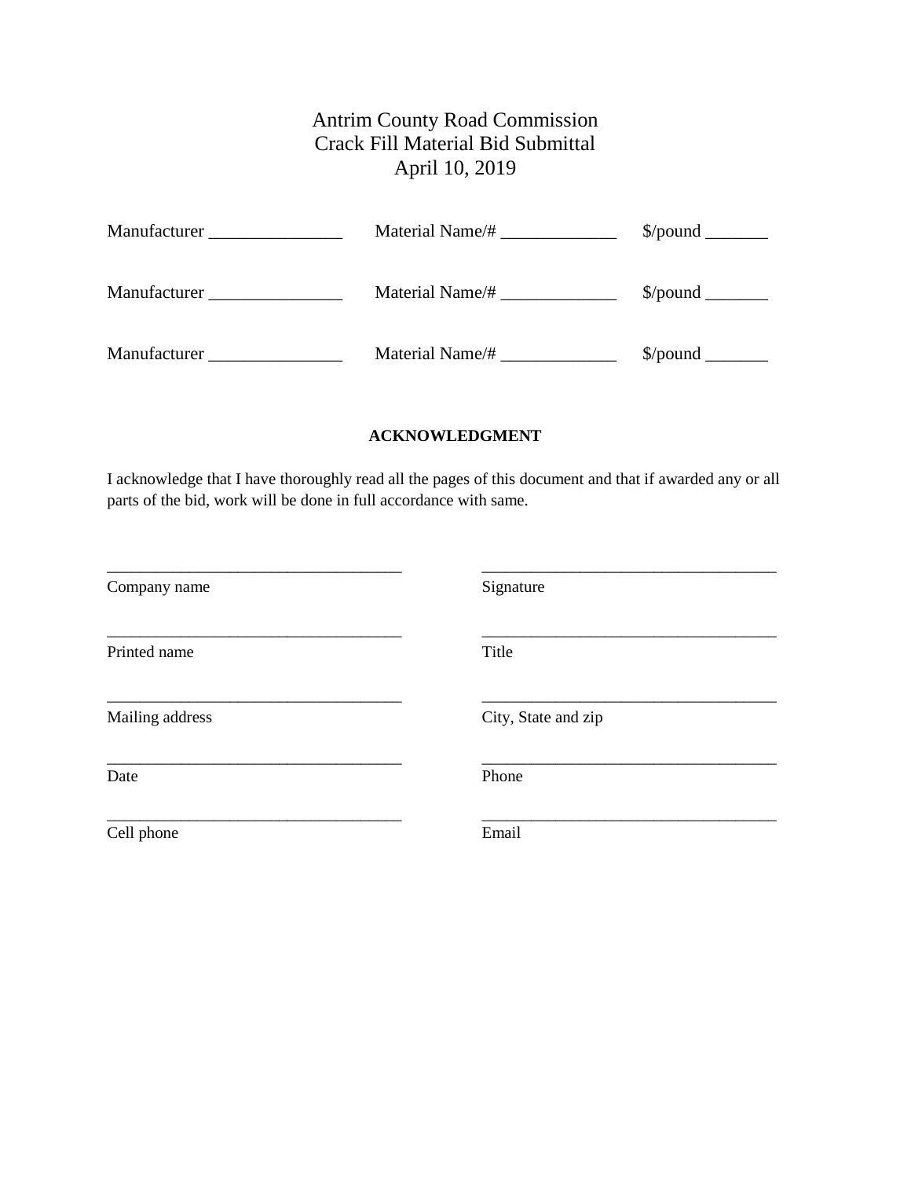# Antrim County Road Commission
## Crack Fill Material Bid Submittal
## April 10, 2019

Manufacturer _______________ Material Name/# _____________ $/pound _______

Manufacturer _______________ Material Name/# _____________ $/pound _______

Manufacturer _______________ Material Name/# _____________ $/pound _______

**ACKNOWLEDGMENT**

I acknowledge that I have thoroughly read all the pages of this document and that if awarded any or all parts of the bid, work will be done in full accordance with same.

| | |
|---|---|
| ____________________________________ | ____________________________________ |
| Company name | Signature |
| ____________________________________ | ____________________________________ |
| Printed name | Title |
| ____________________________________ | ____________________________________ |
| Mailing address | City, State and zip |
| ____________________________________ | ____________________________________ |
| Date | Phone |
| ____________________________________ | ____________________________________ |
| Cell phone | Email |